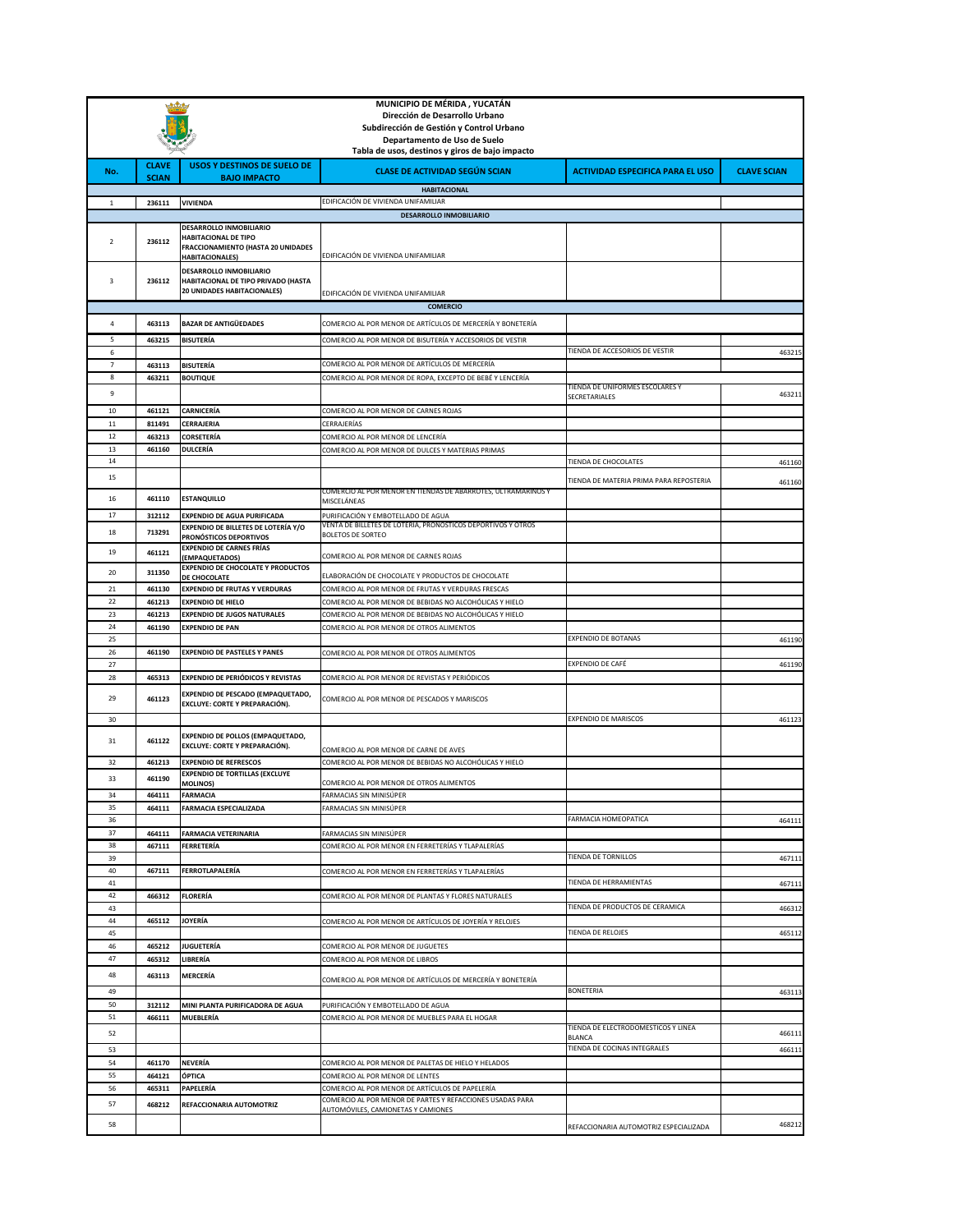# MUNICIPIO DE MÉRIDA , YUCATÁN

**Dirección de Desarrollo Urbano**
**Subdirección de Gestión y Control Urbano**
**Departamento de Uso de Suelo**
**Tabla de usos, destinos y giros de bajo impacto**

| No. | CLAVE SCIAN | USOS Y DESTINOS DE SUELO DE BAJO IMPACTO | CLASE DE ACTIVIDAD SEGÚN SCIAN | ACTIVIDAD ESPECIFICA PARA EL USO | CLAVE SCIAN |
|---|---|---|---|---|---|
| | | | **HABITACIONAL** | | |
| 1 | 236111 | **VIVIENDA** | EDIFICACIÓN DE VIVIENDA UNIFAMILIAR | | |
| | | | **DESARROLLO INMOBILIARIO** | | |
| 2 | 236112 | **DESARROLLO INMOBILIARIO HABITACIONAL DE TIPO FRACCIONAMIENTO (HASTA 20 UNIDADES HABITACIONALES)** | EDIFICACIÓN DE VIVIENDA UNIFAMILIAR | | |
| 3 | 236112 | **DESARROLLO INMOBILIARIO HABITACIONAL DE TIPO PRIVADO (HASTA 20 UNIDADES HABITACIONALES)** | EDIFICACIÓN DE VIVIENDA UNIFAMILIAR | | |
| | | | **COMERCIO** | | |
| 4 | 463113 | **BAZAR DE ANTIGÜEDADES** | COMERCIO AL POR MENOR DE ARTÍCULOS DE MERCERÍA Y BONETERÍA | | |
| 5 | 463215 | **BISUTERÍA** | COMERCIO AL POR MENOR DE BISUTERÍA Y ACCESORIOS DE VESTIR | | |
| 6 | | | | TIENDA DE ACCESORIOS DE VESTIR | 463215 |
| 7 | 463113 | **BISUTERÍA** | COMERCIO AL POR MENOR DE ARTÍCULOS DE MERCERÍA | | |
| 8 | 463211 | **BOUTIQUE** | COMERCIO AL POR MENOR DE ROPA, EXCEPTO DE BEBÉ Y LENCERÍA | | |
| 9 | | | | TIENDA DE UNIFORMES ESCOLARES Y SECRETARIALES | 463211 |
| 10 | 461121 | **CARNICERÍA** | COMERCIO AL POR MENOR DE CARNES ROJAS | | |
| 11 | 811491 | **CERRAJERIA** | CERRAJERÍAS | | |
| 12 | 463213 | **CORSETERÍA** | COMERCIO AL POR MENOR DE LENCERÍA | | |
| 13 | 461160 | **DULCERÍA** | COMERCIO AL POR MENOR DE DULCES Y MATERIAS PRIMAS | | |
| 14 | | | | TIENDA DE CHOCOLATES | 461160 |
| 15 | | | | TIENDA DE MATERIA PRIMA PARA REPOSTERIA | 461160 |
| 16 | 461110 | **ESTANQUILLO** | COMERCIO AL POR MENOR EN TIENDAS DE ABARROTES, ULTRAMARINOS Y MISCELÁNEAS | | |
| 17 | 312112 | **EXPENDIO DE AGUA PURIFICADA** | PURIFICACIÓN Y EMBOTELLADO DE AGUA | | |
| 18 | 713291 | **EXPENDIO DE BILLETES DE LOTERÍA Y/O PRONÓSTICOS DEPORTIVOS** | VENTA DE BILLETES DE LOTERÍA, PRONÓSTICOS DEPORTIVOS Y OTROS BOLETOS DE SORTEO | | |
| 19 | 461121 | **EXPENDIO DE CARNES FRÍAS (EMPAQUETADOS)** | COMERCIO AL POR MENOR DE CARNES ROJAS | | |
| 20 | 311350 | **EXPENDIO DE CHOCOLATE Y PRODUCTOS DE CHOCOLATE** | ELABORACIÓN DE CHOCOLATE Y PRODUCTOS DE CHOCOLATE | | |
| 21 | 461130 | **EXPENDIO DE FRUTAS Y VERDURAS** | COMERCIO AL POR MENOR DE FRUTAS Y VERDURAS FRESCAS | | |
| 22 | 461213 | **EXPENDIO DE HIELO** | COMERCIO AL POR MENOR DE BEBIDAS NO ALCOHÓLICAS Y HIELO | | |
| 23 | 461213 | **EXPENDIO DE JUGOS NATURALES** | COMERCIO AL POR MENOR DE BEBIDAS NO ALCOHÓLICAS Y HIELO | | |
| 24 | 461190 | **EXPENDIO DE PAN** | COMERCIO AL POR MENOR DE OTROS ALIMENTOS | | |
| 25 | | | | EXPENDIO DE BOTANAS | 461190 |
| 26 | 461190 | **EXPENDIO DE PASTELES Y PANES** | COMERCIO AL POR MENOR DE OTROS ALIMENTOS | | |
| 27 | | | | EXPENDIO DE CAFÉ | 461190 |
| 28 | 465313 | **EXPENDIO DE PERIÓDICOS Y REVISTAS** | COMERCIO AL POR MENOR DE REVISTAS Y PERIÓDICOS | | |
| 29 | 461123 | **EXPENDIO DE PESCADO (EMPAQUETADO, EXCLUYE: CORTE Y PREPARACIÓN).** | COMERCIO AL POR MENOR DE PESCADOS Y MARISCOS | | |
| 30 | | | | EXPENDIO DE MARISCOS | 461123 |
| 31 | 461122 | **EXPENDIO DE POLLOS (EMPAQUETADO, EXCLUYE: CORTE Y PREPARACIÓN).** | COMERCIO AL POR MENOR DE CARNE DE AVES | | |
| 32 | 461213 | **EXPENDIO DE REFRESCOS** | COMERCIO AL POR MENOR DE BEBIDAS NO ALCOHÓLICAS Y HIELO | | |
| 33 | 461190 | **EXPENDIO DE TORTILLAS (EXCLUYE MOLINOS)** | COMERCIO AL POR MENOR DE OTROS ALIMENTOS | | |
| 34 | 464111 | **FARMACIA** | FARMACIAS SIN MINISÚPER | | |
| 35 | 464111 | **FARMACIA ESPECIALIZADA** | FARMACIAS SIN MINISÚPER | | |
| 36 | | | | FARMACIA HOMEOPATICA | 464111 |
| 37 | 464111 | **FARMACIA VETERINARIA** | FARMACIAS SIN MINISÚPER | | |
| 38 | 467111 | **FERRETERÍA** | COMERCIO AL POR MENOR EN FERRETERÍAS Y TLAPALERÍAS | | |
| 39 | | | | TIENDA DE TORNILLOS | 467111 |
| 40 | 467111 | **FERROTLAPALERÍA** | COMERCIO AL POR MENOR EN FERRETERÍAS Y TLAPALERÍAS | | |
| 41 | | | | TIENDA DE HERRAMIENTAS | 467111 |
| 42 | 466312 | **FLORERÍA** | COMERCIO AL POR MENOR DE PLANTAS Y FLORES NATURALES | | |
| 43 | | | | TIENDA DE PRODUCTOS DE CERAMICA | 466312 |
| 44 | 465112 | **JOYERÍA** | COMERCIO AL POR MENOR DE ARTÍCULOS DE JOYERÍA Y RELOJES | | |
| 45 | | | | TIENDA DE RELOJES | 465112 |
| 46 | 465212 | **JUGUETERÍA** | COMERCIO AL POR MENOR DE JUGUETES | | |
| 47 | 465312 | **LIBRERÍA** | COMERCIO AL POR MENOR DE LIBROS | | |
| 48 | 463113 | **MERCERÍA** | COMERCIO AL POR MENOR DE ARTÍCULOS DE MERCERÍA Y BONETERÍA | | |
| 49 | | | | BONETERIA | 463113 |
| 50 | 312112 | **MINI PLANTA PURIFICADORA DE AGUA** | PURIFICACIÓN Y EMBOTELLADO DE AGUA | | |
| 51 | 466111 | **MUEBLERÍA** | COMERCIO AL POR MENOR DE MUEBLES PARA EL HOGAR | | |
| 52 | | | | TIENDA DE ELECTRODOMESTICOS Y LINEA BLANCA | 466111 |
| 53 | | | | TIENDA DE COCINAS INTEGRALES | 466111 |
| 54 | 461170 | **NEVERÍA** | COMERCIO AL POR MENOR DE PALETAS DE HIELO Y HELADOS | | |
| 55 | 464121 | **ÓPTICA** | COMERCIO AL POR MENOR DE LENTES | | |
| 56 | 465311 | **PAPELERÍA** | COMERCIO AL POR MENOR DE ARTÍCULOS DE PAPELERÍA | | |
| 57 | 468212 | **REFACCIONARIA AUTOMOTRIZ** | COMERCIO AL POR MENOR DE PARTES Y REFACCIONES USADAS PARA AUTOMÓVILES, CAMIONETAS Y CAMIONES | | |
| 58 | | | | REFACCIONARIA AUTOMOTRIZ ESPECIALIZADA | 468212 |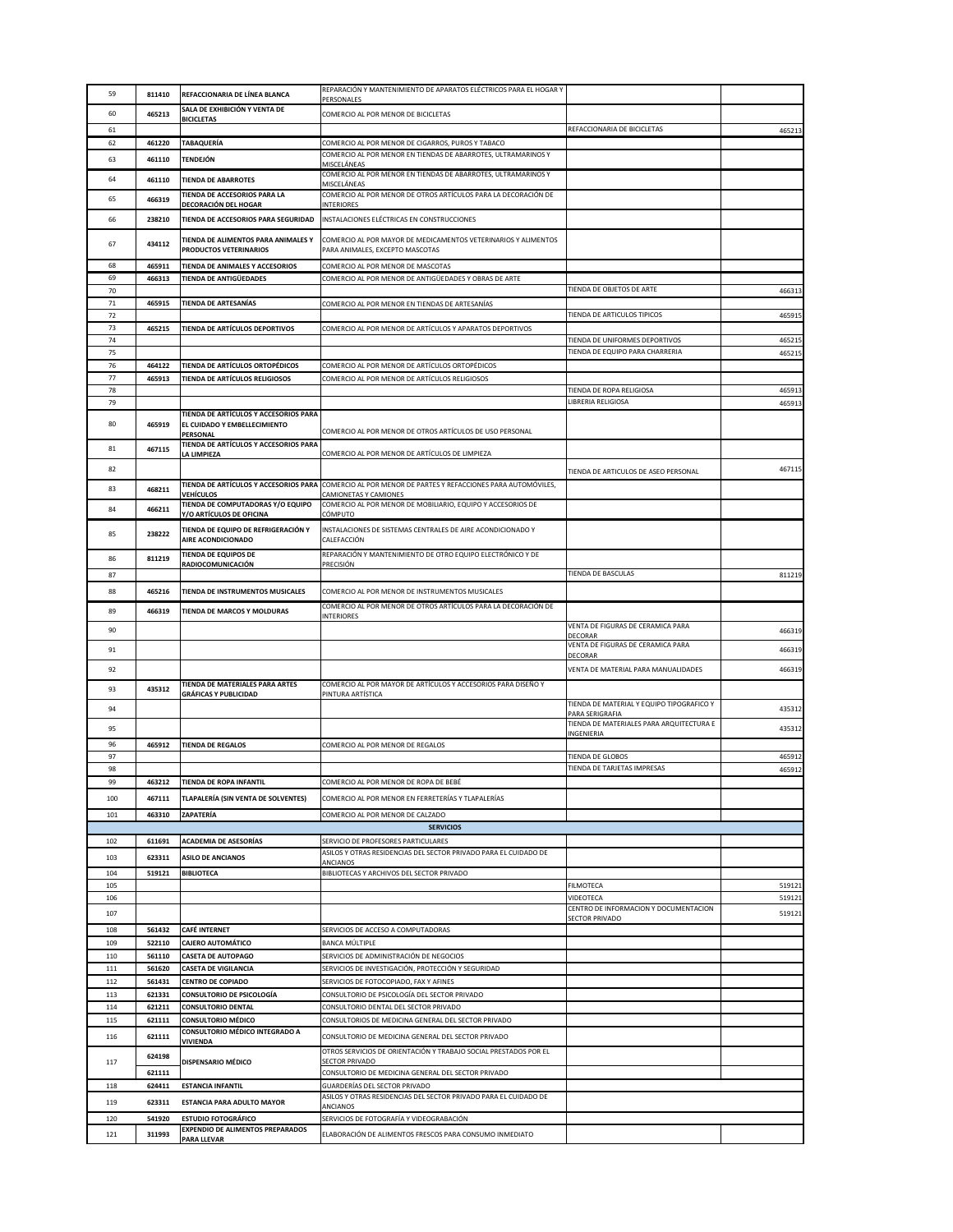| | | | | | |
|---|---|---|---|---|---|
| 59 | 811410 | **REFACCIONARIA DE LÍNEA BLANCA** | REPARACIÓN Y MANTENIMIENTO DE APARATOS ELÉCTRICOS PARA EL HOGAR Y PERSONALES | | |
| 60 | 465213 | **SALA DE EXHIBICIÓN Y VENTA DE BICICLETAS** | COMERCIO AL POR MENOR DE BICICLETAS | | |
| 61 | | | | REFACCIONARIA DE BICICLETAS | 465213 |
| 62 | 461220 | **TABAQUERÍA** | COMERCIO AL POR MENOR DE CIGARROS, PUROS Y TABACO | | |
| 63 | 461110 | **TENDEJÓN** | COMERCIO AL POR MENOR EN TIENDAS DE ABARROTES, ULTRAMARINOS Y MISCELÁNEAS | | |
| 64 | 461110 | **TIENDA DE ABARROTES** | COMERCIO AL POR MENOR EN TIENDAS DE ABARROTES, ULTRAMARINOS Y MISCELÁNEAS | | |
| 65 | 466319 | **TIENDA DE ACCESORIOS PARA LA DECORACIÓN DEL HOGAR** | COMERCIO AL POR MENOR DE OTROS ARTÍCULOS PARA LA DECORACIÓN DE INTERIORES | | |
| 66 | 238210 | **TIENDA DE ACCESORIOS PARA SEGURIDAD** | INSTALACIONES ELÉCTRICAS EN CONSTRUCCIONES | | |
| 67 | 434112 | **TIENDA DE ALIMENTOS PARA ANIMALES Y PRODUCTOS VETERINARIOS** | COMERCIO AL POR MAYOR DE MEDICAMENTOS VETERINARIOS Y ALIMENTOS PARA ANIMALES, EXCEPTO MASCOTAS | | |
| 68 | 465911 | **TIENDA DE ANIMALES Y ACCESORIOS** | COMERCIO AL POR MENOR DE MASCOTAS | | |
| 69 | 466313 | **TIENDA DE ANTIGÜEDADES** | COMERCIO AL POR MENOR DE ANTIGÜEDADES Y OBRAS DE ARTE | | |
| 70 | | | | TIENDA DE OBJETOS DE ARTE | 466313 |
| 71 | 465915 | **TIENDA DE ARTESANÍAS** | COMERCIO AL POR MENOR EN TIENDAS DE ARTESANÍAS | | |
| 72 | | | | TIENDA DE ARTICULOS TIPICOS | 465915 |
| 73 | 465215 | **TIENDA DE ARTÍCULOS DEPORTIVOS** | COMERCIO AL POR MENOR DE ARTÍCULOS Y APARATOS DEPORTIVOS | | |
| 74 | | | | TIENDA DE UNIFORMES DEPORTIVOS | 465215 |
| 75 | | | | TIENDA DE EQUIPO PARA CHARRERIA | 465215 |
| 76 | 464122 | **TIENDA DE ARTÍCULOS ORTOPÉDICOS** | COMERCIO AL POR MENOR DE ARTÍCULOS ORTOPÉDICOS | | |
| 77 | 465913 | **TIENDA DE ARTÍCULOS RELIGIOSOS** | COMERCIO AL POR MENOR DE ARTÍCULOS RELIGIOSOS | | |
| 78 | | | | TIENDA DE ROPA RELIGIOSA | 465913 |
| 79 | | | | LIBRERIA RELIGIOSA | 465913 |
| 80 | 465919 | **TIENDA DE ARTÍCULOS Y ACCESORIOS PARA EL CUIDADO Y EMBELLECIMIENTO PERSONAL** | COMERCIO AL POR MENOR DE OTROS ARTÍCULOS DE USO PERSONAL | | |
| 81 | 467115 | **TIENDA DE ARTÍCULOS Y ACCESORIOS PARA LA LIMPIEZA** | COMERCIO AL POR MENOR DE ARTÍCULOS DE LIMPIEZA | | |
| 82 | | | | TIENDA DE ARTICULOS DE ASEO PERSONAL | 467115 |
| 83 | 468211 | **TIENDA DE ARTÍCULOS Y ACCESORIOS PARA VEHÍCULOS** | COMERCIO AL POR MENOR DE PARTES Y REFACCIONES PARA AUTOMÓVILES, CAMIONETAS Y CAMIONES | | |
| 84 | 466211 | **TIENDA DE COMPUTADORAS Y/O EQUIPO Y/O ARTÍCULOS DE OFICINA** | COMERCIO AL POR MENOR DE MOBILIARIO, EQUIPO Y ACCESORIOS DE CÓMPUTO | | |
| 85 | 238222 | **TIENDA DE EQUIPO DE REFRIGERACIÓN Y AIRE ACONDICIONADO** | INSTALACIONES DE SISTEMAS CENTRALES DE AIRE ACONDICIONADO Y CALEFACCIÓN | | |
| 86 | 811219 | **TIENDA DE EQUIPOS DE RADIOCOMUNICACIÓN** | REPARACIÓN Y MANTENIMIENTO DE OTRO EQUIPO ELECTRÓNICO Y DE PRECISIÓN | | |
| 87 | | | | TIENDA DE BASCULAS | 811219 |
| 88 | 465216 | **TIENDA DE INSTRUMENTOS MUSICALES** | COMERCIO AL POR MENOR DE INSTRUMENTOS MUSICALES | | |
| 89 | 466319 | **TIENDA DE MARCOS Y MOLDURAS** | COMERCIO AL POR MENOR DE OTROS ARTÍCULOS PARA LA DECORACIÓN DE INTERIORES | | |
| 90 | | | | VENTA DE FIGURAS DE CERAMICA PARA DECORAR | 466319 |
| 91 | | | | VENTA DE FIGURAS DE CERAMICA PARA DECORAR | 466319 |
| 92 | | | | VENTA DE MATERIAL PARA MANUALIDADES | 466319 |
| 93 | 435312 | **TIENDA DE MATERIALES PARA ARTES GRÁFICAS Y PUBLICIDAD** | COMERCIO AL POR MAYOR DE ARTÍCULOS Y ACCESORIOS PARA DISEÑO Y PINTURA ARTÍSTICA | | |
| 94 | | | | TIENDA DE MATERIAL Y EQUIPO TIPOGRAFICO Y PARA SERIGRAFIA | 435312 |
| 95 | | | | TIENDA DE MATERIALES PARA ARQUITECTURA E INGENIERIA | 435312 |
| 96 | 465912 | **TIENDA DE REGALOS** | COMERCIO AL POR MENOR DE REGALOS | | |
| 97 | | | | TIENDA DE GLOBOS | 465912 |
| 98 | | | | TIENDA DE TARJETAS IMPRESAS | 465912 |
| 99 | 463212 | **TIENDA DE ROPA INFANTIL** | COMERCIO AL POR MENOR DE ROPA DE BEBÉ | | |
| 100 | 467111 | **TLAPALERÍA (SIN VENTA DE SOLVENTES)** | COMERCIO AL POR MENOR EN FERRETERÍAS Y TLAPALERÍAS | | |
| 101 | 463310 | **ZAPATERÍA** | COMERCIO AL POR MENOR DE CALZADO | | |
| | | | **SERVICIOS** | | |
| 102 | 611691 | **ACADEMIA DE ASESORÍAS** | SERVICIO DE PROFESORES PARTICULARES | | |
| 103 | 623311 | **ASILO DE ANCIANOS** | ASILOS Y OTRAS RESIDENCIAS DEL SECTOR PRIVADO PARA EL CUIDADO DE ANCIANOS | | |
| 104 | 519121 | **BIBLIOTECA** | BIBLIOTECAS Y ARCHIVOS DEL SECTOR PRIVADO | | |
| 105 | | | | FILMOTECA | 519121 |
| 106 | | | | VIDEOTECA | 519121 |
| 107 | | | | CENTRO DE INFORMACION Y DOCUMENTACION SECTOR PRIVADO | 519121 |
| 108 | 561432 | **CAFÉ INTERNET** | SERVICIOS DE ACCESO A COMPUTADORAS | | |
| 109 | 522110 | **CAJERO AUTOMÁTICO** | BANCA MÚLTIPLE | | |
| 110 | 561110 | **CASETA DE AUTOPAGO** | SERVICIOS DE ADMINISTRACIÓN DE NEGOCIOS | | |
| 111 | 561620 | **CASETA DE VIGILANCIA** | SERVICIOS DE INVESTIGACIÓN, PROTECCIÓN Y SEGURIDAD | | |
| 112 | 561431 | **CENTRO DE COPIADO** | SERVICIOS DE FOTOCOPIADO, FAX Y AFINES | | |
| 113 | 621331 | **CONSULTORIO DE PSICOLOGÍA** | CONSULTORIO DE PSICOLOGÍA DEL SECTOR PRIVADO | | |
| 114 | 621211 | **CONSULTORIO DENTAL** | CONSULTORIO DENTAL DEL SECTOR PRIVADO | | |
| 115 | 621111 | **CONSULTORIO MÉDICO** | CONSULTORIOS DE MEDICINA GENERAL DEL SECTOR PRIVADO | | |
| 116 | 621111 | **CONSULTORIO MÉDICO INTEGRADO A VIVIENDA** | CONSULTORIO DE MEDICINA GENERAL DEL SECTOR PRIVADO | | |
| 117 | 624198 | **DISPENSARIO MÉDICO** | OTROS SERVICIOS DE ORIENTACIÓN Y TRABAJO SOCIAL PRESTADOS POR EL SECTOR PRIVADO | | |
| | 621111 | | CONSULTORIO DE MEDICINA GENERAL DEL SECTOR PRIVADO | | |
| 118 | 624411 | **ESTANCIA INFANTIL** | GUARDERÍAS DEL SECTOR PRIVADO | | |
| 119 | 623311 | **ESTANCIA PARA ADULTO MAYOR** | ASILOS Y OTRAS RESIDENCIAS DEL SECTOR PRIVADO PARA EL CUIDADO DE ANCIANOS | | |
| 120 | 541920 | **ESTUDIO FOTOGRÁFICO** | SERVICIOS DE FOTOGRAFÍA Y VIDEOGRABACIÓN | | |
| 121 | 311993 | **EXPENDIO DE ALIMENTOS PREPARADOS PARA LLEVAR** | ELABORACIÓN DE ALIMENTOS FRESCOS PARA CONSUMO INMEDIATO | | |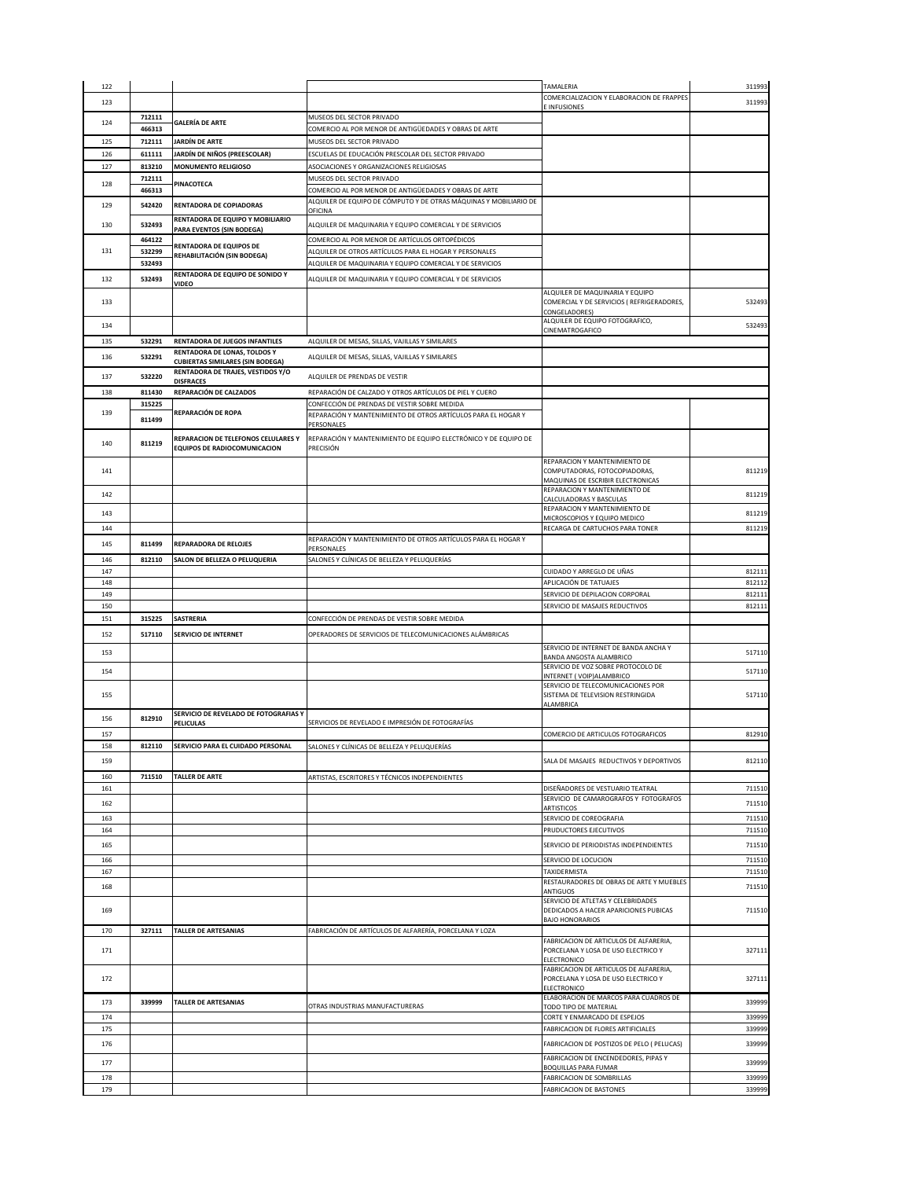| | | | | | |
|---|---|---|---|---|---|
| 122 | | | | TAMALERIA | 311993 |
| 123 | | | | COMERCIALIZACION Y ELABORACION DE FRAPPES E INFUSIONES | 311993 |
| 124 | 712111 | GALERÍA DE ARTE | MUSEOS DEL SECTOR PRIVADO | | |
| | 466313 | | COMERCIO AL POR MENOR DE ANTIGÜEDADES Y OBRAS DE ARTE | | |
| 125 | 712111 | JARDÍN DE ARTE | MUSEOS DEL SECTOR PRIVADO | | |
| 126 | 611111 | JARDÍN DE NIÑOS (PREESCOLAR) | ESCUELAS DE EDUCACIÓN PRESCOLAR DEL SECTOR PRIVADO | | |
| 127 | 813210 | MONUMENTO RELIGIOSO | ASOCIACIONES Y ORGANIZACIONES RELIGIOSAS | | |
| 128 | 712111 | PINACOTECA | MUSEOS DEL SECTOR PRIVADO | | |
| | 466313 | | COMERCIO AL POR MENOR DE ANTIGÜEDADES Y OBRAS DE ARTE | | |
| 129 | 542420 | RENTADORA DE COPIADORAS | ALQUILER DE EQUIPO DE CÓMPUTO Y DE OTRAS MÁQUINAS Y MOBILIARIO DE OFICINA | | |
| 130 | 532493 | RENTADORA DE EQUIPO Y MOBILIARIO PARA EVENTOS (SIN BODEGA) | ALQUILER DE MAQUINARIA Y EQUIPO COMERCIAL Y DE SERVICIOS | | |
| 131 | 464122 | RENTADORA DE EQUIPOS DE REHABILITACIÓN (SIN BODEGA) | COMERCIO AL POR MENOR DE ARTÍCULOS ORTOPÉDICOS | | |
| | 532299 | | ALQUILER DE OTROS ARTÍCULOS PARA EL HOGAR Y PERSONALES | | |
| | 532493 | | ALQUILER DE MAQUINARIA Y EQUIPO COMERCIAL Y DE SERVICIOS | | |
| 132 | 532493 | RENTADORA DE EQUIPO DE SONIDO Y VIDEO | ALQUILER DE MAQUINARIA Y EQUIPO COMERCIAL Y DE SERVICIOS | | |
| 133 | | | | ALQUILER DE MAQUINARIA Y EQUIPO COMERCIAL Y DE SERVICIOS ( REFRIGERADORES, CONGELADORES) | 532493 |
| 134 | | | | ALQUILER DE EQUIPO FOTOGRAFICO, CINEMATROGAFICO | 532493 |
| 135 | 532291 | RENTADORA DE JUEGOS INFANTILES | ALQUILER DE MESAS, SILLAS, VAJILLAS Y SIMILARES | | |
| 136 | 532291 | RENTADORA DE LONAS, TOLDOS Y CUBIERTAS SIMILARES (SIN BODEGA) | ALQUILER DE MESAS, SILLAS, VAJILLAS Y SIMILARES | | |
| 137 | 532220 | RENTADORA DE TRAJES, VESTIDOS Y/O DISFRACES | ALQUILER DE PRENDAS DE VESTIR | | |
| 138 | 811430 | REPARACIÓN DE CALZADOS | REPARACIÓN DE CALZADO Y OTROS ARTÍCULOS DE PIEL Y CUERO | | |
| 139 | 315225 | REPARACIÓN DE ROPA | CONFECCIÓN DE PRENDAS DE VESTIR SOBRE MEDIDA | | |
| | 811499 | | REPARACIÓN Y MANTENIMIENTO DE OTROS ARTÍCULOS PARA EL HOGAR Y PERSONALES | | |
| 140 | 811219 | REPARACION DE TELEFONOS CELULARES Y EQUIPOS DE RADIOCOMUNICACION | REPARACIÓN Y MANTENIMIENTO DE EQUIPO ELECTRÓNICO Y DE EQUIPO DE PRECISIÓN | | |
| 141 | | | | REPARACION Y MANTENIMIENTO DE COMPUTADORAS, FOTOCOPIADORAS, MAQUINAS DE ESCRIBIR ELECTRONICAS | 811219 |
| 142 | | | | REPARACION Y MANTENIMIENTO DE CALCULADORAS Y BASCULAS | 811219 |
| 143 | | | | REPARACION Y MANTENIMIENTO DE MICROSCOPIOS Y EQUIPO MEDICO | 811219 |
| 144 | | | | RECARGA DE CARTUCHOS PARA TONER | 811219 |
| 145 | 811499 | REPARADORA DE RELOJES | REPARACIÓN Y MANTENIMIENTO DE OTROS ARTÍCULOS PARA EL HOGAR Y PERSONALES | | |
| 146 | 812110 | SALON DE BELLEZA O PELUQUERIA | SALONES Y CLÍNICAS DE BELLEZA Y PELUQUERÍAS | | |
| 147 | | | | CUIDADO Y ARREGLO DE UÑAS | 812111 |
| 148 | | | | APLICACIÓN DE TATUAJES | 812112 |
| 149 | | | | SERVICIO DE DEPILACION CORPORAL | 812111 |
| 150 | | | | SERVICIO DE MASAJES REDUCTIVOS | 812111 |
| 151 | 315225 | SASTRERIA | CONFECCIÓN DE PRENDAS DE VESTIR SOBRE MEDIDA | | |
| 152 | 517110 | SERVICIO DE INTERNET | OPERADORES DE SERVICIOS DE TELECOMUNICACIONES ALÁMBRICAS | | |
| 153 | | | | SERVICIO DE INTERNET DE BANDA ANCHA Y BANDA ANGOSTA ALAMBRICO | 517110 |
| 154 | | | | SERVICIO DE VOZ SOBRE PROTOCOLO DE INTERNET ( VOIP)ALAMBRICO | 517110 |
| 155 | | | | SERVICIO DE TELECOMUNICACIONES POR SISTEMA DE TELEVISION RESTRINGIDA ALAMBRICA | 517110 |
| 156 | 812910 | SERVICIO DE REVELADO DE FOTOGRAFIAS Y PELICULAS | SERVICIOS DE REVELADO E IMPRESIÓN DE FOTOGRAFÍAS | | |
| 157 | | | | COMERCIO DE ARTICULOS FOTOGRAFICOS | 812910 |
| 158 | 812110 | SERVICIO PARA EL CUIDADO PERSONAL | SALONES Y CLÍNICAS DE BELLEZA Y PELUQUERÍAS | | |
| 159 | | | | SALA DE MASAJES REDUCTIVOS Y DEPORTIVOS | 812110 |
| 160 | 711510 | TALLER DE ARTE | ARTISTAS, ESCRITORES Y TÉCNICOS INDEPENDIENTES | | |
| 161 | | | | DISEÑADORES DE VESTUARIO TEATRAL | 711510 |
| 162 | | | | SERVICIO DE CAMAROGRAFOS Y FOTOGRAFOS ARTISTICOS | 711510 |
| 163 | | | | SERVICIO DE COREOGRAFIA | 711510 |
| 164 | | | | PRUDUCTORES EJECUTIVOS | 711510 |
| 165 | | | | SERVICIO DE PERIODISTAS INDEPENDIENTES | 711510 |
| 166 | | | | SERVICIO DE LOCUCION | 711510 |
| 167 | | | | TAXIDERMISTA | 711510 |
| 168 | | | | RESTAURADORES DE OBRAS DE ARTE Y MUEBLES ANTIGUOS | 711510 |
| 169 | | | | SERVICIO DE ATLETAS Y CELEBRIDADES DEDICADOS A HACER APARICIONES PUBICAS BAJO HONORARIOS | 711510 |
| 170 | 327111 | TALLER DE ARTESANIAS | FABRICACIÓN DE ARTÍCULOS DE ALFARERÍA, PORCELANA Y LOZA | | |
| 171 | | | | FABRICACION DE ARTICULOS DE ALFARERIA, PORCELANA Y LOSA DE USO ELECTRICO Y ELECTRONICO | 327111 |
| 172 | | | | FABRICACION DE ARTICULOS DE ALFARERIA, PORCELANA Y LOSA DE USO ELECTRICO Y ELECTRONICO | 327111 |
| 173 | 339999 | TALLER DE ARTESANIAS | OTRAS INDUSTRIAS MANUFACTURERAS | ELABORACION DE MARCOS PARA CUADROS DE TODO TIPO DE MATERIAL | 339999 |
| 174 | | | | CORTE Y ENMARCADO DE ESPEJOS | 339999 |
| 175 | | | | FABRICACION DE FLORES ARTIFICIALES | 339999 |
| 176 | | | | FABRICACION DE POSTIZOS DE PELO ( PELUCAS) | 339999 |
| 177 | | | | FABRICACION DE ENCENDEDORES, PIPAS Y BOQUILLAS PARA FUMAR | 339999 |
| 178 | | | | FABRICACION DE SOMBRILLAS | 339999 |
| 179 | | | | FABRICACION DE BASTONES | 339999 |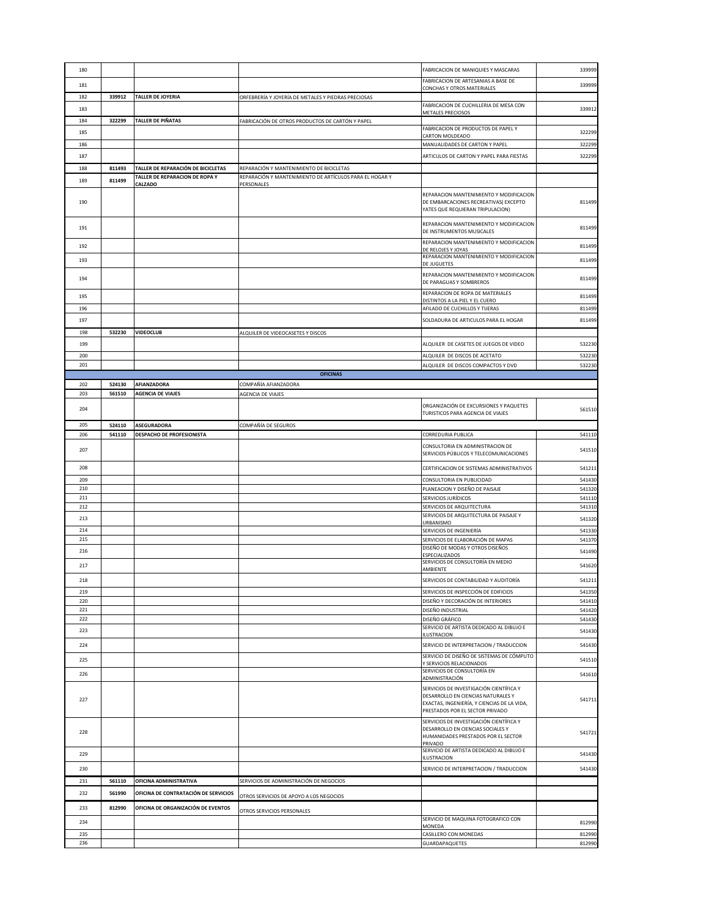| | | | | | |
|---|---|---|---|---|---|
| 180 | | | | FABRICACION DE MANIQUIES Y MASCARAS | 339999 |
| 181 | | | | FABRICACION DE ARTESANIAS A BASE DE CONCHAS Y OTROS MATERIALES | 339999 |
| 182 | 339912 | **TALLER DE JOYERIA** | ORFEBRERÍA Y JOYERÍA DE METALES Y PIEDRAS PRECIOSAS | | |
| 183 | | | | FABRICACION DE CUCHILLERIA DE MESA CON METALES PRECIOSOS | 339912 |
| 184 | 322299 | **TALLER DE PIÑATAS** | FABRICACIÓN DE OTROS PRODUCTOS DE CARTÓN Y PAPEL | | |
| 185 | | | | FABRICACION DE PRODUCTOS DE PAPEL Y CARTON MOLDEADO | 322299 |
| 186 | | | | MANUALIDADES DE CARTON Y PAPEL | 322299 |
| 187 | | | | ARTICULOS DE CARTON Y PAPEL PARA FIESTAS | 322299 |
| 188 | 811493 | **TALLER DE REPARACIÓN DE BICICLETAS** | REPARACIÓN Y MANTENIMIENTO DE BICICLETAS | | |
| 189 | 811499 | **TALLER DE REPARACION DE ROPA Y CALZADO** | REPARACIÓN Y MANTENIMIENTO DE ARTÍCULOS PARA EL HOGAR Y PERSONALES | | |
| 190 | | | | REPARACION MANTENIMIENTO Y MODIFICACION DE EMBARCACIONES RECREATIVAS( EXCEPTO YATES QUE REQUIERAN TRIPULACION) | 811499 |
| 191 | | | | REPARACION MANTENIMIENTO Y MODIFICACION DE INSTRUMENTOS MUSICALES | 811499 |
| 192 | | | | REPARACION MANTENIMIENTO Y MODIFICACION DE RELOJES Y JOYAS | 811499 |
| 193 | | | | REPARACION MANTENIMIENTO Y MODIFICACION DE JUGUETES | 811499 |
| 194 | | | | REPARACION MANTENIMIENTO Y MODIFICACION DE PARAGUAS Y SOMBREROS | 811499 |
| 195 | | | | REPARACION DE ROPA DE MATERIALES DISTINTOS A LA PIEL Y EL CUERO | 811499 |
| 196 | | | | AFILADO DE CUCHILLOS Y TIJERAS | 811499 |
| 197 | | | | SOLDADURA DE ARTICULOS PARA EL HOGAR | 811499 |
| 198 | 532230 | **VIDEOCLUB** | ALQUILER DE VIDEOCASETES Y DISCOS | | |
| 199 | | | | ALQUILER DE CASETES DE JUEGOS DE VIDEO | 532230 |
| 200 | | | | ALQUILER DE DISCOS DE ACETATO | 532230 |
| 201 | | | | ALQUILER DE DISCOS COMPACTOS Y DVD | 532230 |
| | | | **OFICINAS** | | |
| 202 | 524130 | **AFIANZADORA** | COMPAÑÍA AFIANZADORA | | |
| 203 | 561510 | **AGENCIA DE VIAJES** | AGENCIA DE VIAJES | | |
| 204 | | | | ORGANIZACIÓN DE EXCURSIONES Y PAQUETES TURISTICOS PARA AGENCIA DE VIAJES | 561510 |
| 205 | 524110 | **ASEGURADORA** | COMPAÑÍA DE SEGUROS | | |
| 206 | 541110 | **DESPACHO DE PROFESIONISTA** | | CORREDURIA PUBLICA | 541110 |
| 207 | | | | CONSULTORIA EN ADMINISTRACION DE SERVICIOS PÚBLICOS Y TELECOMUNICACIONES | 541510 |
| 208 | | | | CERTIFICACION DE SISTEMAS ADMINISTRATIVOS | 541211 |
| 209 | | | | CONSULTORIA EN PUBLICIDAD | 541430 |
| 210 | | | | PLANEACION Y DISEÑO DE PAISAJE | 541320 |
| 211 | | | | SERVICIOS JURÍDICOS | 541110 |
| 212 | | | | SERVICIOS DE ARQUITECTURA | 541310 |
| 213 | | | | SERVICIOS DE ARQUITECTURA DE PAISAJE Y URBANISMO | 541320 |
| 214 | | | | SERVICIOS DE INGENIERÍA | 541330 |
| 215 | | | | SERVICIOS DE ELABORACIÓN DE MAPAS | 541370 |
| 216 | | | | DISEÑO DE MODAS Y OTROS DISEÑOS ESPECIALIZADOS | 541490 |
| 217 | | | | SERVICIOS DE CONSULTORÍA EN MEDIO AMBIENTE | 541620 |
| 218 | | | | SERVICIOS DE CONTABILIDAD Y AUDITORÍA | 541211 |
| 219 | | | | SERVICIOS DE INSPECCIÓN DE EDIFICIOS | 541350 |
| 220 | | | | DISEÑO Y DECORACIÓN DE INTERIORES | 541410 |
| 221 | | | | DISEÑO INDUSTRIAL | 541420 |
| 222 | | | | DISEÑO GRÁFICO | 541430 |
| 223 | | | | SERVICIO DE ARTISTA DEDICADO AL DIBUJO E ILUSTRACION | 541430 |
| 224 | | | | SERVICIO DE INTERPRETACION / TRADUCCION | 541430 |
| 225 | | | | SERVICIO DE DISEÑO DE SISTEMAS DE CÓMPUTO Y SERVICIOS RELACIONADOS | 541510 |
| 226 | | | | SERVICIOS DE CONSULTORÍA EN ADMINISTRACIÓN | 541610 |
| 227 | | | | SERVICIOS DE INVESTIGACIÓN CIENTÍFICA Y DESARROLLO EN CIENCIAS NATURALES Y EXACTAS, INGENIERÍA, Y CIENCIAS DE LA VIDA, PRESTADOS POR EL SECTOR PRIVADO | 541711 |
| 228 | | | | SERVICIOS DE INVESTIGACIÓN CIENTÍFICA Y DESARROLLO EN CIENCIAS SOCIALES Y HUMANIDADES PRESTADOS POR EL SECTOR PRIVADO | 541721 |
| 229 | | | | SERVICIO DE ARTISTA DEDICADO AL DIBUJO E ILUSTRACION | 541430 |
| 230 | | | | SERVICIO DE INTERPRETACION / TRADUCCION | 541430 |
| 231 | 561110 | **OFICINA ADMINISTRATIVA** | SERVICIOS DE ADMINISTRACIÓN DE NEGOCIOS | | |
| 232 | 561990 | **OFICINA DE CONTRATACIÓN DE SERVICIOS** | OTROS SERVICIOS DE APOYO A LOS NEGOCIOS | | |
| 233 | 812990 | **OFICINA DE ORGANIZACIÓN DE EVENTOS** | OTROS SERVICIOS PERSONALES | | |
| 234 | | | | SERVICIO DE MAQUINA FOTOGRAFICO CON MONEDA | 812990 |
| 235 | | | | CASILLERO CON MONEDAS | 812990 |
| 236 | | | | GUARDAPAQUETES | 812990 |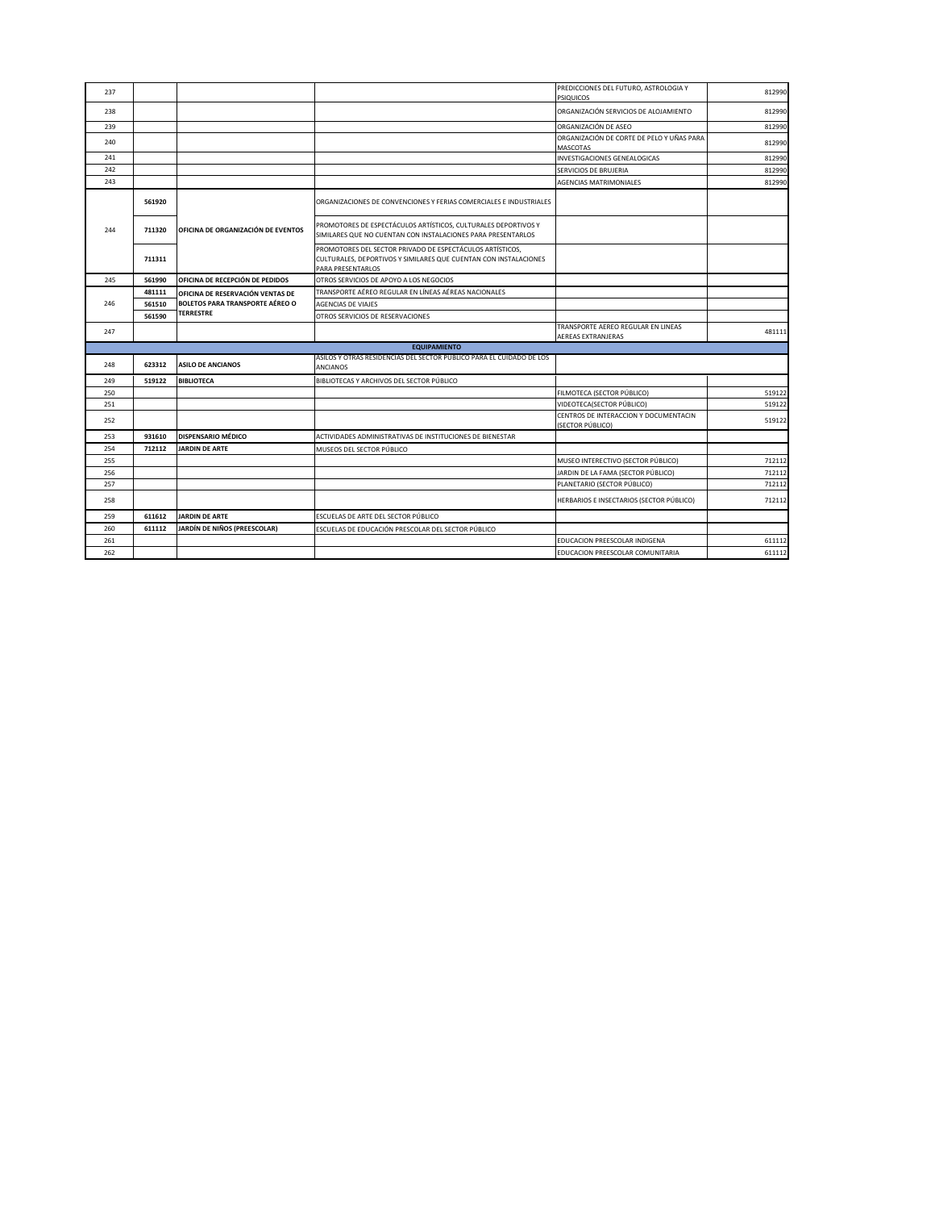| | | | | | |
|---|---|---|---|---|---|
| 237 | | | | PREDICCIONES DEL FUTURO, ASTROLOGIA Y PSIQUICOS | 812990 |
| 238 | | | | ORGANIZACIÓN SERVICIOS DE ALOJAMIENTO | 812990 |
| 239 | | | | ORGANIZACIÓN DE ASEO | 812990 |
| 240 | | | | ORGANIZACIÓN DE CORTE DE PELO Y UÑAS PARA MASCOTAS | 812990 |
| 241 | | | | INVESTIGACIONES GENEALOGICAS | 812990 |
| 242 | | | | SERVICIOS DE BRUJERIA | 812990 |
| 243 | | | | AGENCIAS MATRIMONIALES | 812990 |
| 244 | **561920** | **OFICINA DE ORGANIZACIÓN DE EVENTOS** | ORGANIZACIONES DE CONVENCIONES Y FERIAS COMERCIALES E INDUSTRIALES | | |
| | **711320** | | PROMOTORES DE ESPECTÁCULOS ARTÍSTICOS, CULTURALES DEPORTIVOS Y SIMILARES QUE NO CUENTAN CON INSTALACIONES PARA PRESENTARLOS | | |
| | **711311** | | PROMOTORES DEL SECTOR PRIVADO DE ESPECTÁCULOS ARTÍSTICOS, CULTURALES, DEPORTIVOS Y SIMILARES QUE CUENTAN CON INSTALACIONES PARA PRESENTARLOS | | |
| 245 | **561990** | **OFICINA DE RECEPCIÓN DE PEDIDOS** | OTROS SERVICIOS DE APOYO A LOS NEGOCIOS | | |
| 246 | **481111** | **OFICINA DE RESERVACIÓN VENTAS DE BOLETOS PARA TRANSPORTE AÉREO O TERRESTRE** | TRANSPORTE AÉREO REGULAR EN LÍNEAS AÉREAS NACIONALES | | |
| | **561510** | | AGENCIAS DE VIAJES | | |
| | **561590** | | OTROS SERVICIOS DE RESERVACIONES | | |
| 247 | | | | TRANSPORTE AEREO REGULAR EN LINEAS AEREAS EXTRANJERAS | 481111 |
| | | | **EQUIPAMIENTO** | | |
| 248 | **623312** | **ASILO DE ANCIANOS** | ASILOS Y OTRAS RESIDENCIAS DEL SECTOR PÚBLICO PARA EL CUIDADO DE LOS ANCIANOS | | |
| 249 | **519122** | **BIBLIOTECA** | BIBLIOTECAS Y ARCHIVOS DEL SECTOR PÚBLICO | | |
| 250 | | | | FILMOTECA (SECTOR PÚBLICO) | 519122 |
| 251 | | | | VIDEOTECA(SECTOR PÚBLICO) | 519122 |
| 252 | | | | CENTROS DE INTERACCION Y DOCUMENTACIN (SECTOR PÚBLICO) | 519122 |
| 253 | **931610** | **DISPENSARIO MÉDICO** | ACTIVIDADES ADMINISTRATIVAS DE INSTITUCIONES DE BIENESTAR | | |
| 254 | **712112** | **JARDIN DE ARTE** | MUSEOS DEL SECTOR PÚBLICO | | |
| 255 | | | | MUSEO INTERECTIVO (SECTOR PÚBLICO) | 712112 |
| 256 | | | | JARDIN DE LA FAMA (SECTOR PÚBLICO) | 712112 |
| 257 | | | | PLANETARIO (SECTOR PÚBLICO) | 712112 |
| 258 | | | | HERBARIOS E INSECTARIOS (SECTOR PÚBLICO) | 712112 |
| 259 | **611612** | **JARDIN DE ARTE** | ESCUELAS DE ARTE DEL SECTOR PÚBLICO | | |
| 260 | **611112** | **JARDÍN DE NIÑOS (PREESCOLAR)** | ESCUELAS DE EDUCACIÓN PRESCOLAR DEL SECTOR PÚBLICO | | |
| 261 | | | | EDUCACION PREESCOLAR INDIGENA | 611112 |
| 262 | | | | EDUCACION PREESCOLAR COMUNITARIA | 611112 |